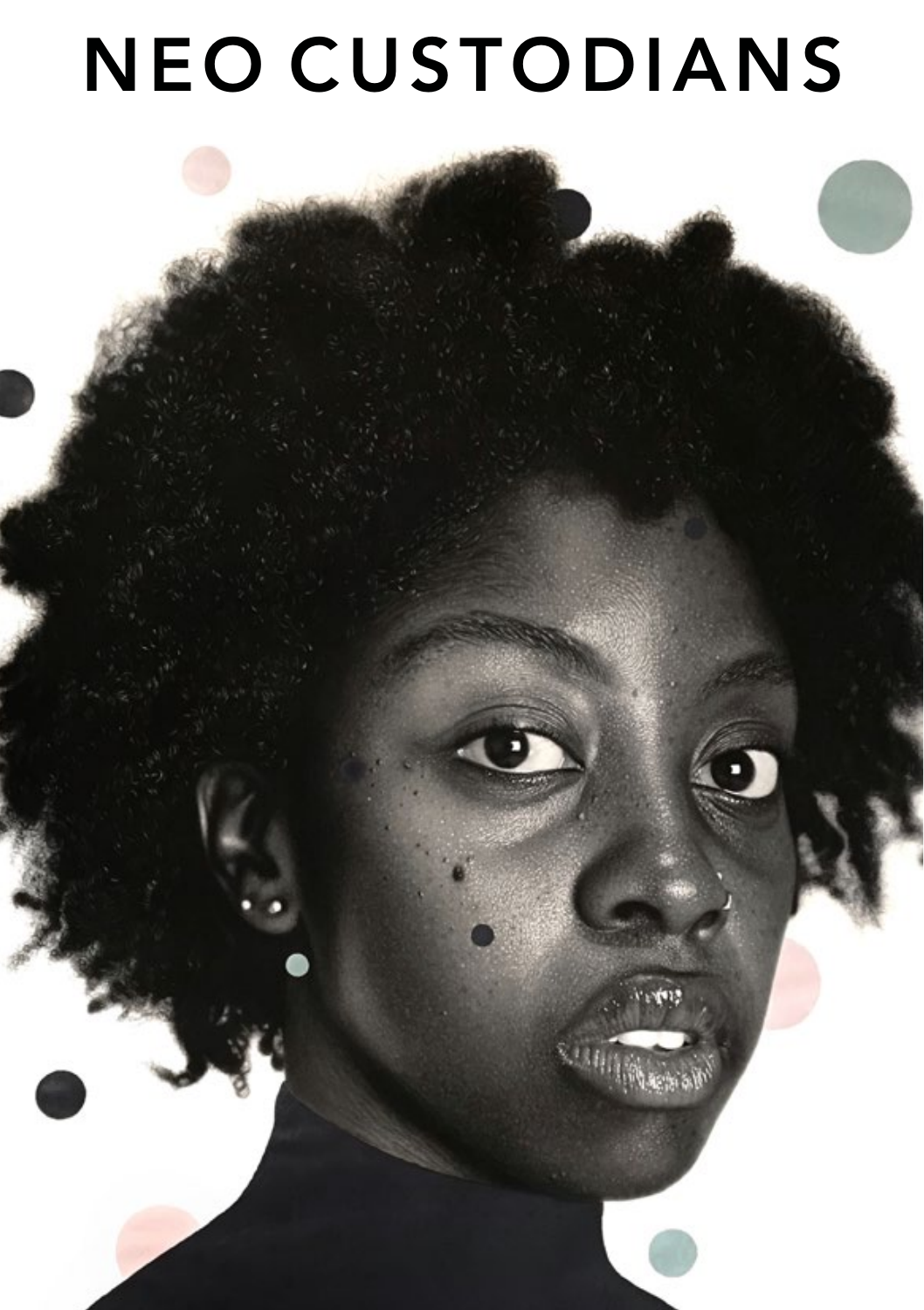# NEO CUSTODIANS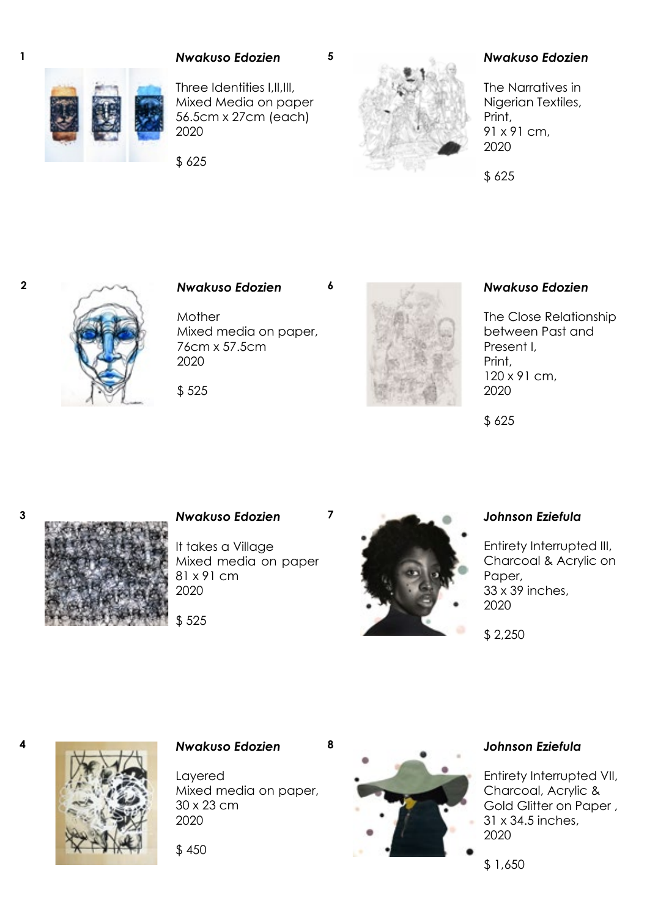1

***Nwakuso Edozien***

Three Identities I,II,III,
Mixed Media on paper
56.5cm x 27cm (each)
2020

$ 625

2

***Nwakuso Edozien***

Mother
Mixed media on paper,
76cm x 57.5cm
2020

$ 525

3

***Nwakuso Edozien***

It takes a Village
Mixed media on paper
81 x 91 cm
2020

$ 525

4

***Nwakuso Edozien***

Layered
Mixed media on paper,
30 x 23 cm
2020

$ 450

5

***Nwakuso Edozien***

The Narratives in
Nigerian Textiles,
Print,
91 x 91 cm,
2020

$ 625

6

***Nwakuso Edozien***

The Close Relationship
between Past and
Present I,
Print,
120 x 91 cm,
2020

$ 625

7

***Johnson Eziefula***

Entirety Interrupted III,
Charcoal & Acrylic on
Paper,
33 x 39 inches,
2020

$ 2,250

8

***Johnson Eziefula***

Entirety Interrupted VII,
Charcoal, Acrylic &
Gold Glitter on Paper ,
31 x 34.5 inches,
2020

$ 1,650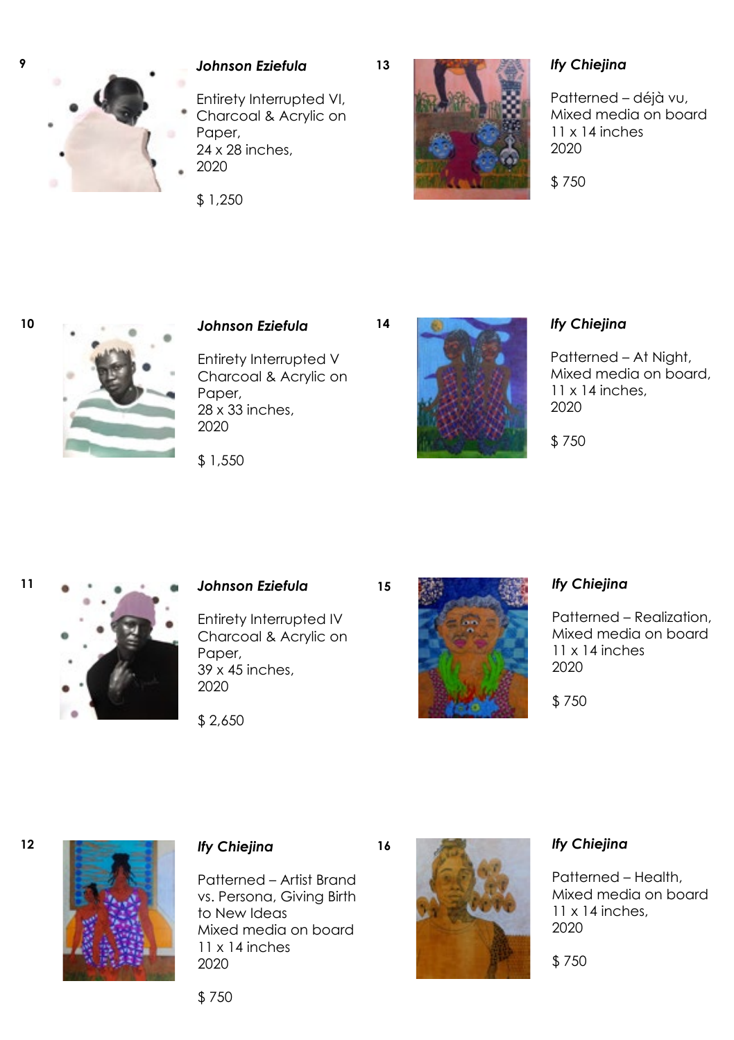9

***Johnson Eziefula***

Entirety Interrupted VI,
Charcoal & Acrylic on
Paper,
24 x 28 inches,
2020

$ 1,250

10

***Johnson Eziefula***

Entirety Interrupted V
Charcoal & Acrylic on
Paper,
28 x 33 inches,
2020

$ 1,550

11

***Johnson Eziefula***

Entirety Interrupted IV
Charcoal & Acrylic on
Paper,
39 x 45 inches,
2020

$ 2,650

12

***Ify Chiejina***

Patterned – Artist Brand
vs. Persona, Giving Birth
to New Ideas
Mixed media on board
11 x 14 inches
2020

$ 750

13

***Ify Chiejina***

Patterned – déjà vu,
Mixed media on board
11 x 14 inches
2020

$ 750

14

***Ify Chiejina***

Patterned – At Night,
Mixed media on board,
11 x 14 inches,
2020

$ 750

15

***Ify Chiejina***

Patterned – Realization,
Mixed media on board
11 x 14 inches
2020

$ 750

16

***Ify Chiejina***

Patterned – Health,
Mixed media on board
11 x 14 inches,
2020

$ 750